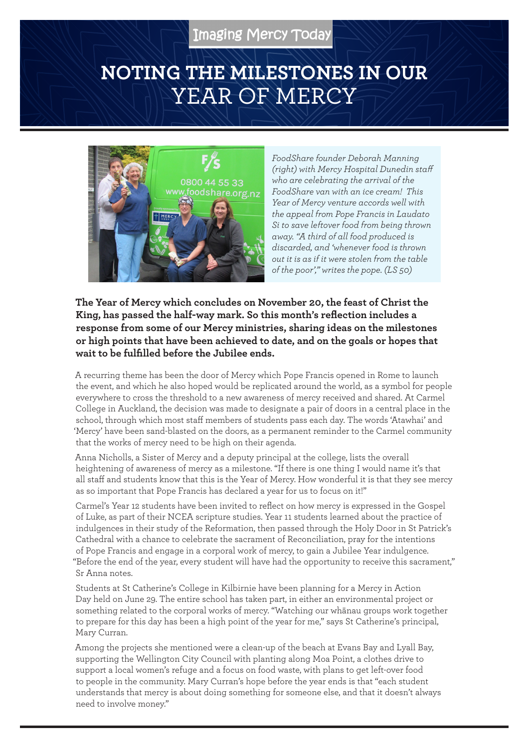Imaging Mercy Today

# NOTING THE MILESTONES IN OUR YEAR OF MERCY

*FoodShare founder Deborah Manning (right) with Mercy Hospital Dunedin staff who are celebrating the arrival of the FoodShare van with an ice cream! This Year of Mercy venture accords well with the appeal from Pope Francis in Laudato Si to save leftover food from being thrown away. "A third of all food produced is discarded, and 'whenever food is thrown out it is as if it were stolen from the table of the poor'," writes the pope. (LS 50)*

**The Year of Mercy which concludes on November 20, the feast of Christ the King, has passed the half-way mark. So this month's reflection includes a response from some of our Mercy ministries, sharing ideas on the milestones or high points that have been achieved to date, and on the goals or hopes that wait to be fulfilled before the Jubilee ends.**

A recurring theme has been the door of Mercy which Pope Francis opened in Rome to launch the event, and which he also hoped would be replicated around the world, as a symbol for people everywhere to cross the threshold to a new awareness of mercy received and shared. At Carmel College in Auckland, the decision was made to designate a pair of doors in a central place in the school, through which most staff members of students pass each day. The words 'Atawhai' and 'Mercy' have been sand-blasted on the doors, as a permanent reminder to the Carmel community that the works of mercy need to be high on their agenda.

Anna Nicholls, a Sister of Mercy and a deputy principal at the college, lists the overall heightening of awareness of mercy as a milestone. "If there is one thing I would name it's that all staff and students know that this is the Year of Mercy. How wonderful it is that they see mercy as so important that Pope Francis has declared a year for us to focus on it!"

Carmel's Year 12 students have been invited to reflect on how mercy is expressed in the Gospel of Luke, as part of their NCEA scripture studies. Year 11 students learned about the practice of indulgences in their study of the Reformation, then passed through the Holy Door in St Patrick's Cathedral with a chance to celebrate the sacrament of Reconciliation, pray for the intentions of Pope Francis and engage in a corporal work of mercy, to gain a Jubilee Year indulgence. "Before the end of the year, every student will have had the opportunity to receive this sacrament," Sr Anna notes.

Students at St Catherine's College in Kilbirnie have been planning for a Mercy in Action Day held on June 29. The entire school has taken part, in either an environmental project or something related to the corporal works of mercy. "Watching our whānau groups work together to prepare for this day has been a high point of the year for me," says St Catherine's principal, Mary Curran.

Among the projects she mentioned were a clean-up of the beach at Evans Bay and Lyall Bay, supporting the Wellington City Council with planting along Moa Point, a clothes drive to support a local women's refuge and a focus on food waste, with plans to get left-over food to people in the community. Mary Curran's hope before the year ends is that "each student understands that mercy is about doing something for someone else, and that it doesn't always need to involve money."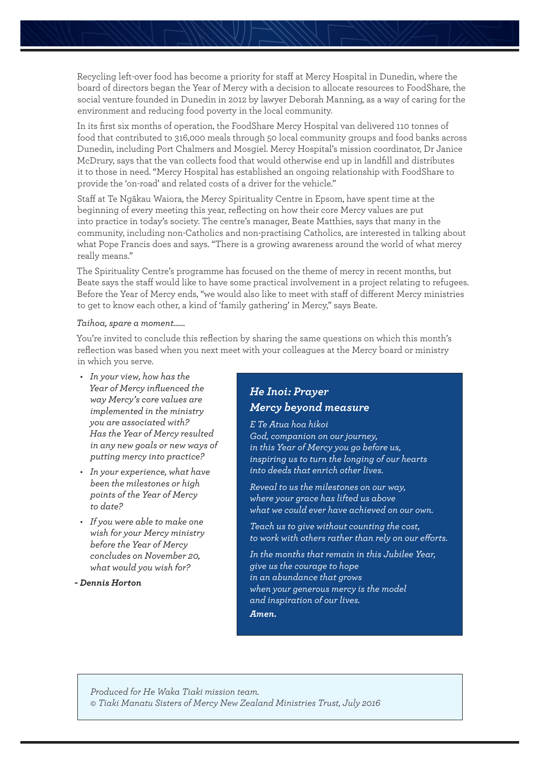Recycling left-over food has become a priority for staff at Mercy Hospital in Dunedin, where the board of directors began the Year of Mercy with a decision to allocate resources to FoodShare, the social venture founded in Dunedin in 2012 by lawyer Deborah Manning, as a way of caring for the environment and reducing food poverty in the local community.

In its first six months of operation, the FoodShare Mercy Hospital van delivered 110 tonnes of food that contributed to 316,000 meals through 50 local community groups and food banks across Dunedin, including Port Chalmers and Mosgiel. Mercy Hospital's mission coordinator, Dr Janice McDrury, says that the van collects food that would otherwise end up in landfill and distributes it to those in need. "Mercy Hospital has established an ongoing relationship with FoodShare to provide the 'on-road' and related costs of a driver for the vehicle."

Staff at Te Ngākau Waiora, the Mercy Spirituality Centre in Epsom, have spent time at the beginning of every meeting this year, reflecting on how their core Mercy values are put into practice in today's society. The centre's manager, Beate Matthies, says that many in the community, including non-Catholics and non-practising Catholics, are interested in talking about what Pope Francis does and says. "There is a growing awareness around the world of what mercy really means."

The Spirituality Centre's programme has focused on the theme of mercy in recent months, but Beate says the staff would like to have some practical involvement in a project relating to refugees. Before the Year of Mercy ends, "we would also like to meet with staff of different Mercy ministries to get to know each other, a kind of 'family gathering' in Mercy," says Beate.

*Taihoa, spare a moment......*

You're invited to conclude this reflection by sharing the same questions on which this month's reflection was based when you next meet with your colleagues at the Mercy board or ministry in which you serve.

- *In your view, how has the Year of Mercy influenced the way Mercy's core values are implemented in the ministry you are associated with? Has the Year of Mercy resulted in any new goals or new ways of putting mercy into practice?*
- *In your experience, what have been the milestones or high points of the Year of Mercy to date?*
- *If you were able to make one wish for your Mercy ministry before the Year of Mercy concludes on November 20, what would you wish for?*

***- Dennis Horton***

## *He Inoi: Prayer*
## *Mercy beyond measure*

*E Te Atua hoa hikoi*
*God, companion on our journey,*
*in this Year of Mercy you go before us,*
*inspiring us to turn the longing of our hearts*
*into deeds that enrich other lives.*

*Reveal to us the milestones on our way,*
*where your grace has lifted us above*
*what we could ever have achieved on our own.*

*Teach us to give without counting the cost,*
*to work with others rather than rely on our efforts.*

*In the months that remain in this Jubilee Year,*
*give us the courage to hope*
*in an abundance that grows*
*when your generous mercy is the model*
*and inspiration of our lives.*

***Amen.***

*Produced for He Waka Tiaki mission team.*
*© Tiaki Manatu Sisters of Mercy New Zealand Ministries Trust, July 2016*